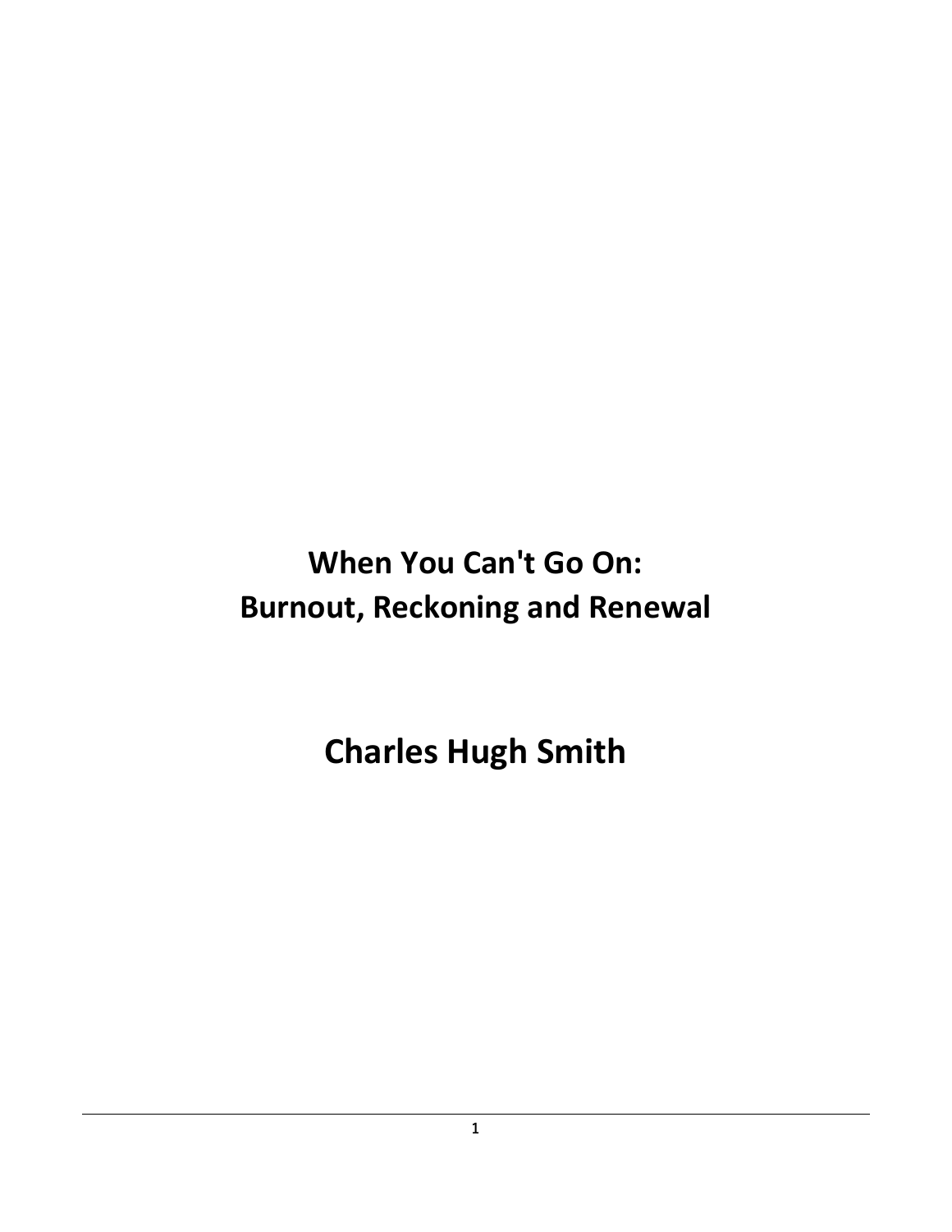# When You Can't Go On: Burnout, Reckoning and Renewal

## Charles Hugh Smith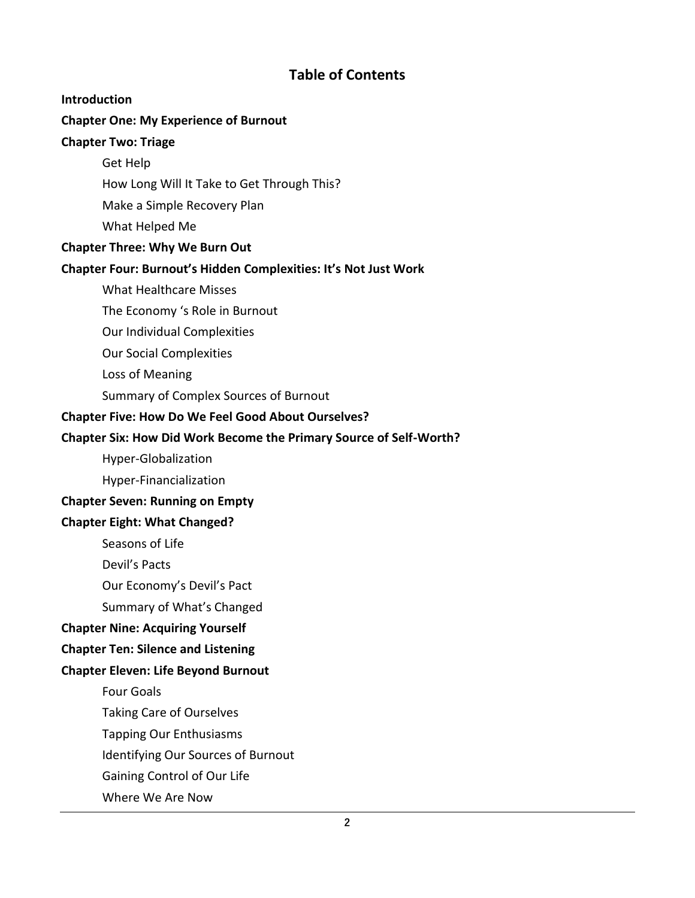# Table of Contents

**Introduction**

**Chapter One: My Experience of Burnout**

**Chapter Two: Triage**

- Get Help
- How Long Will It Take to Get Through This?
- Make a Simple Recovery Plan
- What Helped Me

**Chapter Three: Why We Burn Out**

**Chapter Four: Burnout's Hidden Complexities: It's Not Just Work**

- What Healthcare Misses
- The Economy 's Role in Burnout
- Our Individual Complexities
- Our Social Complexities
- Loss of Meaning
- Summary of Complex Sources of Burnout

**Chapter Five: How Do We Feel Good About Ourselves?**

**Chapter Six: How Did Work Become the Primary Source of Self-Worth?**

- Hyper-Globalization
- Hyper-Financialization

**Chapter Seven: Running on Empty**

**Chapter Eight: What Changed?**

- Seasons of Life
- Devil's Pacts
- Our Economy's Devil's Pact
- Summary of What's Changed

**Chapter Nine: Acquiring Yourself**

**Chapter Ten: Silence and Listening**

**Chapter Eleven: Life Beyond Burnout**

- Four Goals
- Taking Care of Ourselves
- Tapping Our Enthusiasms
- Identifying Our Sources of Burnout
- Gaining Control of Our Life
- Where We Are Now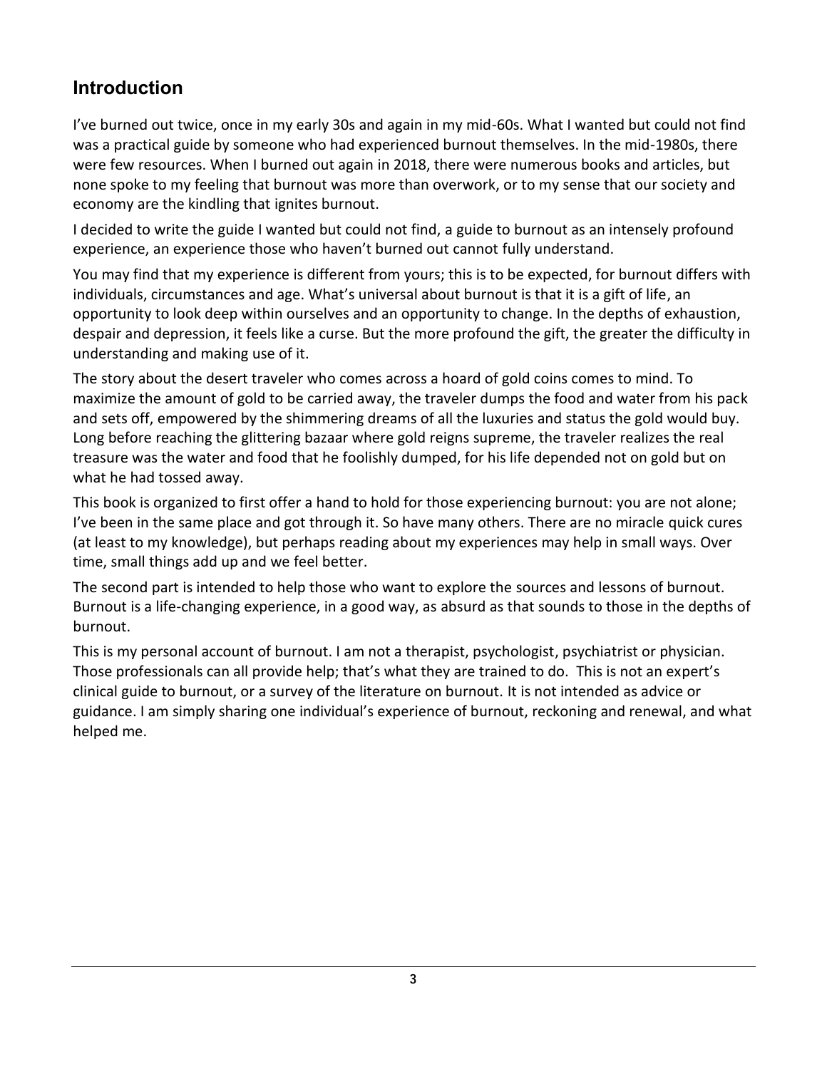## Introduction

I've burned out twice, once in my early 30s and again in my mid-60s. What I wanted but could not find was a practical guide by someone who had experienced burnout themselves. In the mid-1980s, there were few resources. When I burned out again in 2018, there were numerous books and articles, but none spoke to my feeling that burnout was more than overwork, or to my sense that our society and economy are the kindling that ignites burnout.

I decided to write the guide I wanted but could not find, a guide to burnout as an intensely profound experience, an experience those who haven't burned out cannot fully understand.

You may find that my experience is different from yours; this is to be expected, for burnout differs with individuals, circumstances and age. What's universal about burnout is that it is a gift of life, an opportunity to look deep within ourselves and an opportunity to change. In the depths of exhaustion, despair and depression, it feels like a curse. But the more profound the gift, the greater the difficulty in understanding and making use of it.

The story about the desert traveler who comes across a hoard of gold coins comes to mind. To maximize the amount of gold to be carried away, the traveler dumps the food and water from his pack and sets off, empowered by the shimmering dreams of all the luxuries and status the gold would buy. Long before reaching the glittering bazaar where gold reigns supreme, the traveler realizes the real treasure was the water and food that he foolishly dumped, for his life depended not on gold but on what he had tossed away.

This book is organized to first offer a hand to hold for those experiencing burnout: you are not alone; I've been in the same place and got through it. So have many others. There are no miracle quick cures (at least to my knowledge), but perhaps reading about my experiences may help in small ways. Over time, small things add up and we feel better.

The second part is intended to help those who want to explore the sources and lessons of burnout. Burnout is a life-changing experience, in a good way, as absurd as that sounds to those in the depths of burnout.

This is my personal account of burnout. I am not a therapist, psychologist, psychiatrist or physician. Those professionals can all provide help; that's what they are trained to do. This is not an expert's clinical guide to burnout, or a survey of the literature on burnout. It is not intended as advice or guidance. I am simply sharing one individual's experience of burnout, reckoning and renewal, and what helped me.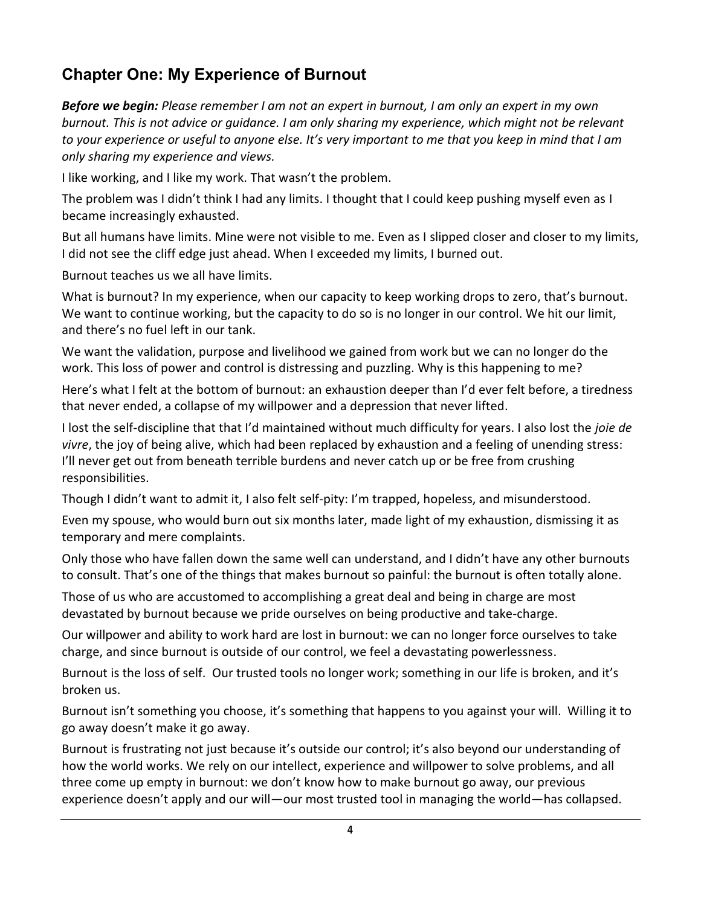## Chapter One: My Experience of Burnout

***Before we begin:*** *Please remember I am not an expert in burnout, I am only an expert in my own burnout. This is not advice or guidance. I am only sharing my experience, which might not be relevant to your experience or useful to anyone else. It's very important to me that you keep in mind that I am only sharing my experience and views.*

I like working, and I like my work. That wasn't the problem.

The problem was I didn't think I had any limits. I thought that I could keep pushing myself even as I became increasingly exhausted.

But all humans have limits. Mine were not visible to me. Even as I slipped closer and closer to my limits, I did not see the cliff edge just ahead. When I exceeded my limits, I burned out.

Burnout teaches us we all have limits.

What is burnout? In my experience, when our capacity to keep working drops to zero, that's burnout. We want to continue working, but the capacity to do so is no longer in our control. We hit our limit, and there's no fuel left in our tank.

We want the validation, purpose and livelihood we gained from work but we can no longer do the work. This loss of power and control is distressing and puzzling. Why is this happening to me?

Here's what I felt at the bottom of burnout: an exhaustion deeper than I'd ever felt before, a tiredness that never ended, a collapse of my willpower and a depression that never lifted.

I lost the self-discipline that that I'd maintained without much difficulty for years. I also lost the *joie de vivre*, the joy of being alive, which had been replaced by exhaustion and a feeling of unending stress: I'll never get out from beneath terrible burdens and never catch up or be free from crushing responsibilities.

Though I didn't want to admit it, I also felt self-pity: I'm trapped, hopeless, and misunderstood.

Even my spouse, who would burn out six months later, made light of my exhaustion, dismissing it as temporary and mere complaints.

Only those who have fallen down the same well can understand, and I didn't have any other burnouts to consult. That's one of the things that makes burnout so painful: the burnout is often totally alone.

Those of us who are accustomed to accomplishing a great deal and being in charge are most devastated by burnout because we pride ourselves on being productive and take-charge.

Our willpower and ability to work hard are lost in burnout: we can no longer force ourselves to take charge, and since burnout is outside of our control, we feel a devastating powerlessness.

Burnout is the loss of self. Our trusted tools no longer work; something in our life is broken, and it's broken us.

Burnout isn't something you choose, it's something that happens to you against your will. Willing it to go away doesn't make it go away.

Burnout is frustrating not just because it's outside our control; it's also beyond our understanding of how the world works. We rely on our intellect, experience and willpower to solve problems, and all three come up empty in burnout: we don't know how to make burnout go away, our previous experience doesn't apply and our will—our most trusted tool in managing the world—has collapsed.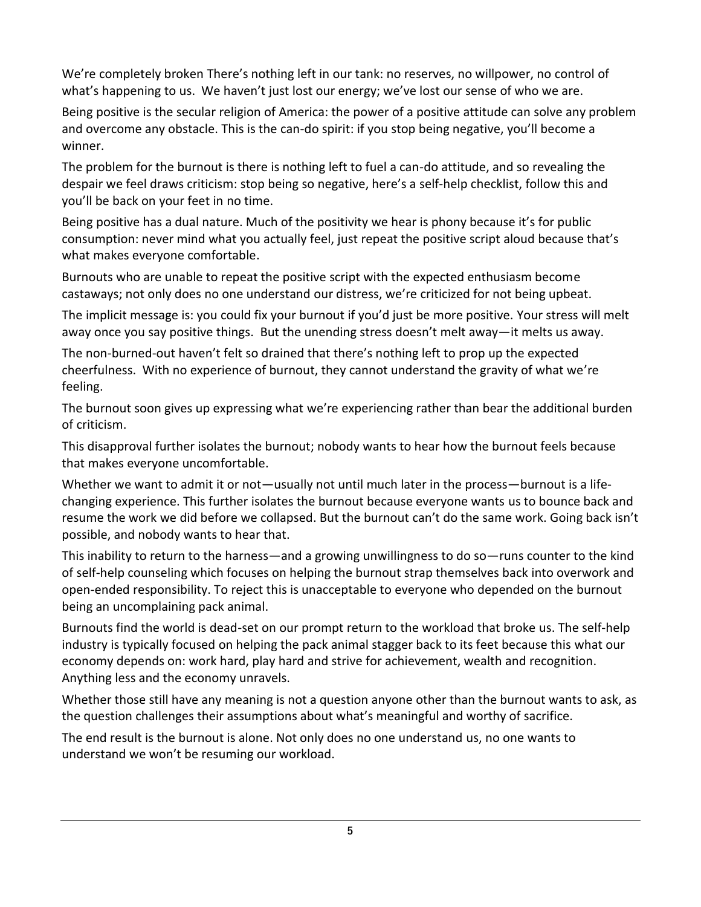We're completely broken There's nothing left in our tank: no reserves, no willpower, no control of what's happening to us. We haven't just lost our energy; we've lost our sense of who we are.

Being positive is the secular religion of America: the power of a positive attitude can solve any problem and overcome any obstacle. This is the can-do spirit: if you stop being negative, you'll become a winner.

The problem for the burnout is there is nothing left to fuel a can-do attitude, and so revealing the despair we feel draws criticism: stop being so negative, here's a self-help checklist, follow this and you'll be back on your feet in no time.

Being positive has a dual nature. Much of the positivity we hear is phony because it's for public consumption: never mind what you actually feel, just repeat the positive script aloud because that's what makes everyone comfortable.

Burnouts who are unable to repeat the positive script with the expected enthusiasm become castaways; not only does no one understand our distress, we're criticized for not being upbeat.

The implicit message is: you could fix your burnout if you'd just be more positive. Your stress will melt away once you say positive things. But the unending stress doesn't melt away—it melts us away.

The non-burned-out haven't felt so drained that there's nothing left to prop up the expected cheerfulness. With no experience of burnout, they cannot understand the gravity of what we're feeling.

The burnout soon gives up expressing what we're experiencing rather than bear the additional burden of criticism.

This disapproval further isolates the burnout; nobody wants to hear how the burnout feels because that makes everyone uncomfortable.

Whether we want to admit it or not—usually not until much later in the process—burnout is a life-changing experience. This further isolates the burnout because everyone wants us to bounce back and resume the work we did before we collapsed. But the burnout can't do the same work. Going back isn't possible, and nobody wants to hear that.

This inability to return to the harness—and a growing unwillingness to do so—runs counter to the kind of self-help counseling which focuses on helping the burnout strap themselves back into overwork and open-ended responsibility. To reject this is unacceptable to everyone who depended on the burnout being an uncomplaining pack animal.

Burnouts find the world is dead-set on our prompt return to the workload that broke us. The self-help industry is typically focused on helping the pack animal stagger back to its feet because this what our economy depends on: work hard, play hard and strive for achievement, wealth and recognition. Anything less and the economy unravels.

Whether those still have any meaning is not a question anyone other than the burnout wants to ask, as the question challenges their assumptions about what's meaningful and worthy of sacrifice.

The end result is the burnout is alone. Not only does no one understand us, no one wants to understand we won't be resuming our workload.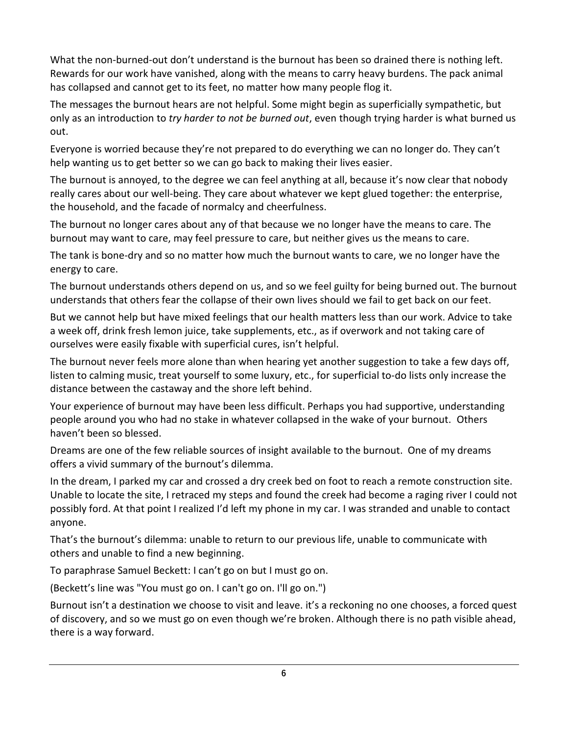What the non-burned-out don't understand is the burnout has been so drained there is nothing left. Rewards for our work have vanished, along with the means to carry heavy burdens. The pack animal has collapsed and cannot get to its feet, no matter how many people flog it.

The messages the burnout hears are not helpful. Some might begin as superficially sympathetic, but only as an introduction to *try harder to not be burned out*, even though trying harder is what burned us out.

Everyone is worried because they're not prepared to do everything we can no longer do. They can't help wanting us to get better so we can go back to making their lives easier.

The burnout is annoyed, to the degree we can feel anything at all, because it's now clear that nobody really cares about our well-being. They care about whatever we kept glued together: the enterprise, the household, and the facade of normalcy and cheerfulness.

The burnout no longer cares about any of that because we no longer have the means to care. The burnout may want to care, may feel pressure to care, but neither gives us the means to care.

The tank is bone-dry and so no matter how much the burnout wants to care, we no longer have the energy to care.

The burnout understands others depend on us, and so we feel guilty for being burned out. The burnout understands that others fear the collapse of their own lives should we fail to get back on our feet.

But we cannot help but have mixed feelings that our health matters less than our work. Advice to take a week off, drink fresh lemon juice, take supplements, etc., as if overwork and not taking care of ourselves were easily fixable with superficial cures, isn't helpful.

The burnout never feels more alone than when hearing yet another suggestion to take a few days off, listen to calming music, treat yourself to some luxury, etc., for superficial to-do lists only increase the distance between the castaway and the shore left behind.

Your experience of burnout may have been less difficult. Perhaps you had supportive, understanding people around you who had no stake in whatever collapsed in the wake of your burnout. Others haven't been so blessed.

Dreams are one of the few reliable sources of insight available to the burnout. One of my dreams offers a vivid summary of the burnout's dilemma.

In the dream, I parked my car and crossed a dry creek bed on foot to reach a remote construction site. Unable to locate the site, I retraced my steps and found the creek had become a raging river I could not possibly ford. At that point I realized I'd left my phone in my car. I was stranded and unable to contact anyone.

That's the burnout's dilemma: unable to return to our previous life, unable to communicate with others and unable to find a new beginning.

To paraphrase Samuel Beckett: I can't go on but I must go on.

(Beckett's line was "You must go on. I can't go on. I'll go on.")

Burnout isn't a destination we choose to visit and leave. it's a reckoning no one chooses, a forced quest of discovery, and so we must go on even though we're broken. Although there is no path visible ahead, there is a way forward.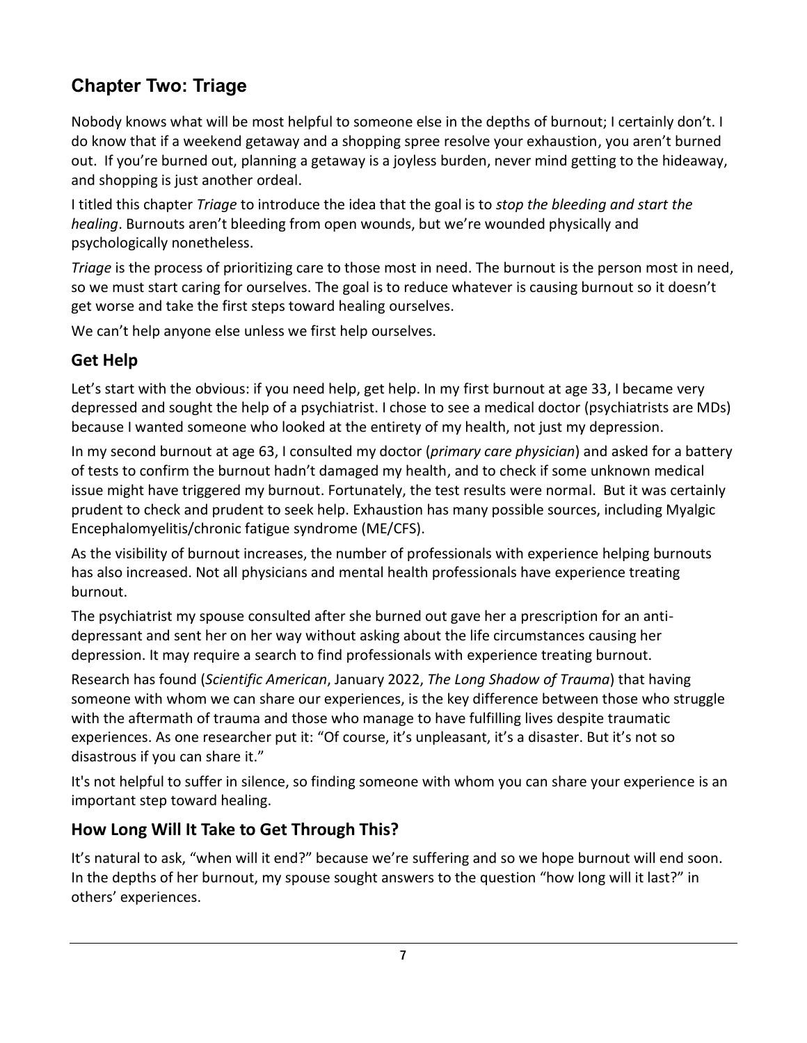## Chapter Two: Triage

Nobody knows what will be most helpful to someone else in the depths of burnout; I certainly don't. I do know that if a weekend getaway and a shopping spree resolve your exhaustion, you aren't burned out. If you're burned out, planning a getaway is a joyless burden, never mind getting to the hideaway, and shopping is just another ordeal.

I titled this chapter *Triage* to introduce the idea that the goal is to *stop the bleeding and start the healing*. Burnouts aren't bleeding from open wounds, but we're wounded physically and psychologically nonetheless.

*Triage* is the process of prioritizing care to those most in need. The burnout is the person most in need, so we must start caring for ourselves. The goal is to reduce whatever is causing burnout so it doesn't get worse and take the first steps toward healing ourselves.

We can't help anyone else unless we first help ourselves.

### Get Help

Let's start with the obvious: if you need help, get help. In my first burnout at age 33, I became very depressed and sought the help of a psychiatrist. I chose to see a medical doctor (psychiatrists are MDs) because I wanted someone who looked at the entirety of my health, not just my depression.

In my second burnout at age 63, I consulted my doctor (*primary care physician*) and asked for a battery of tests to confirm the burnout hadn't damaged my health, and to check if some unknown medical issue might have triggered my burnout. Fortunately, the test results were normal. But it was certainly prudent to check and prudent to seek help. Exhaustion has many possible sources, including Myalgic Encephalomyelitis/chronic fatigue syndrome (ME/CFS).

As the visibility of burnout increases, the number of professionals with experience helping burnouts has also increased. Not all physicians and mental health professionals have experience treating burnout.

The psychiatrist my spouse consulted after she burned out gave her a prescription for an anti-depressant and sent her on her way without asking about the life circumstances causing her depression. It may require a search to find professionals with experience treating burnout.

Research has found (*Scientific American*, January 2022, *The Long Shadow of Trauma*) that having someone with whom we can share our experiences, is the key difference between those who struggle with the aftermath of trauma and those who manage to have fulfilling lives despite traumatic experiences. As one researcher put it: "Of course, it's unpleasant, it's a disaster. But it's not so disastrous if you can share it."

It's not helpful to suffer in silence, so finding someone with whom you can share your experience is an important step toward healing.

### How Long Will It Take to Get Through This?

It's natural to ask, "when will it end?" because we're suffering and so we hope burnout will end soon. In the depths of her burnout, my spouse sought answers to the question "how long will it last?" in others' experiences.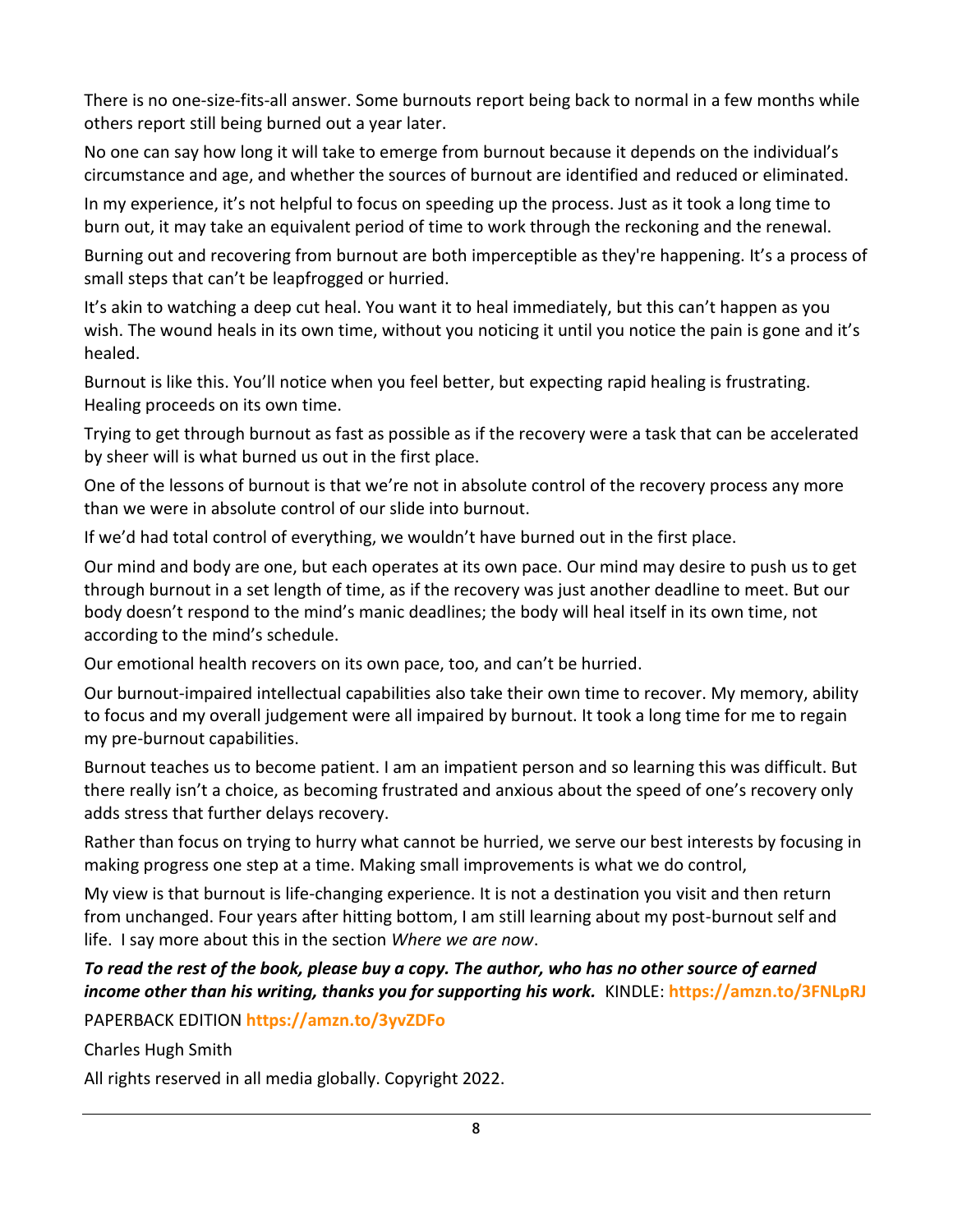There is no one-size-fits-all answer. Some burnouts report being back to normal in a few months while others report still being burned out a year later.

No one can say how long it will take to emerge from burnout because it depends on the individual's circumstance and age, and whether the sources of burnout are identified and reduced or eliminated.

In my experience, it's not helpful to focus on speeding up the process. Just as it took a long time to burn out, it may take an equivalent period of time to work through the reckoning and the renewal.

Burning out and recovering from burnout are both imperceptible as they're happening. It's a process of small steps that can't be leapfrogged or hurried.

It's akin to watching a deep cut heal. You want it to heal immediately, but this can't happen as you wish. The wound heals in its own time, without you noticing it until you notice the pain is gone and it's healed.

Burnout is like this. You'll notice when you feel better, but expecting rapid healing is frustrating. Healing proceeds on its own time.

Trying to get through burnout as fast as possible as if the recovery were a task that can be accelerated by sheer will is what burned us out in the first place.

One of the lessons of burnout is that we're not in absolute control of the recovery process any more than we were in absolute control of our slide into burnout.

If we'd had total control of everything, we wouldn't have burned out in the first place.

Our mind and body are one, but each operates at its own pace. Our mind may desire to push us to get through burnout in a set length of time, as if the recovery was just another deadline to meet. But our body doesn't respond to the mind's manic deadlines; the body will heal itself in its own time, not according to the mind's schedule.

Our emotional health recovers on its own pace, too, and can't be hurried.

Our burnout-impaired intellectual capabilities also take their own time to recover. My memory, ability to focus and my overall judgement were all impaired by burnout. It took a long time for me to regain my pre-burnout capabilities.

Burnout teaches us to become patient. I am an impatient person and so learning this was difficult. But there really isn't a choice, as becoming frustrated and anxious about the speed of one's recovery only adds stress that further delays recovery.

Rather than focus on trying to hurry what cannot be hurried, we serve our best interests by focusing in making progress one step at a time. Making small improvements is what we do control,

My view is that burnout is life-changing experience. It is not a destination you visit and then return from unchanged. Four years after hitting bottom, I am still learning about my post-burnout self and life. I say more about this in the section *Where we are now*.

***To read the rest of the book, please buy a copy. The author, who has no other source of earned income other than his writing, thanks you for supporting his work.*** KINDLE: **https://amzn.to/3FNLpRJ**

PAPERBACK EDITION **https://amzn.to/3yvZDFo**

Charles Hugh Smith

All rights reserved in all media globally. Copyright 2022.